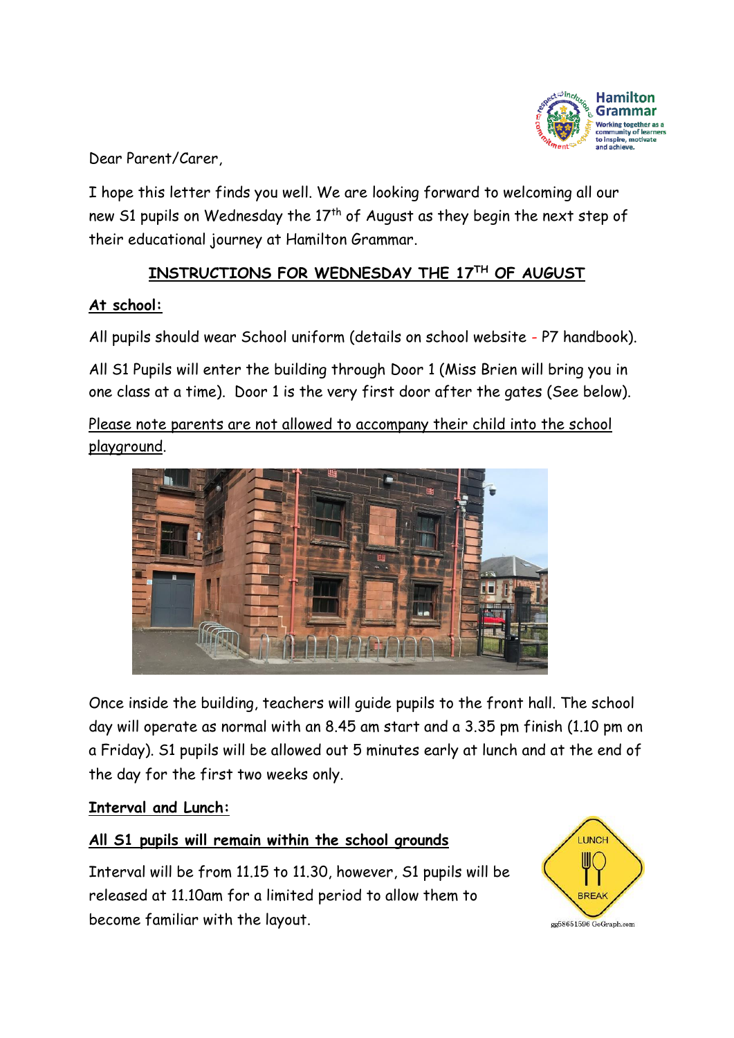Dear Parent/Carer,

I hope this letter finds you well. We are looking forward to welcoming all our new S1 pupils on Wednesday the 17th of August as they begin the next step of their educational journey at Hamilton Grammar.

## INSTRUCTIONS FOR WEDNESDAY THE 17TH OF AUGUST

### At school:

All pupils should wear School uniform (details on school website - P7 handbook).

All S1 Pupils will enter the building through Door 1 (Miss Brien will bring you in one class at a time). Door 1 is the very first door after the gates (See below).

Please note parents are not allowed to accompany their child into the school playground.

Once inside the building, teachers will guide pupils to the front hall. The school day will operate as normal with an 8.45 am start and a 3.35 pm finish (1.10 pm on a Friday). S1 pupils will be allowed out 5 minutes early at lunch and at the end of the day for the first two weeks only.

### Interval and Lunch:

**All S1 pupils will remain within the school grounds**

Interval will be from 11.15 to 11.30, however, S1 pupils will be released at 11.10am for a limited period to allow them to become familiar with the layout.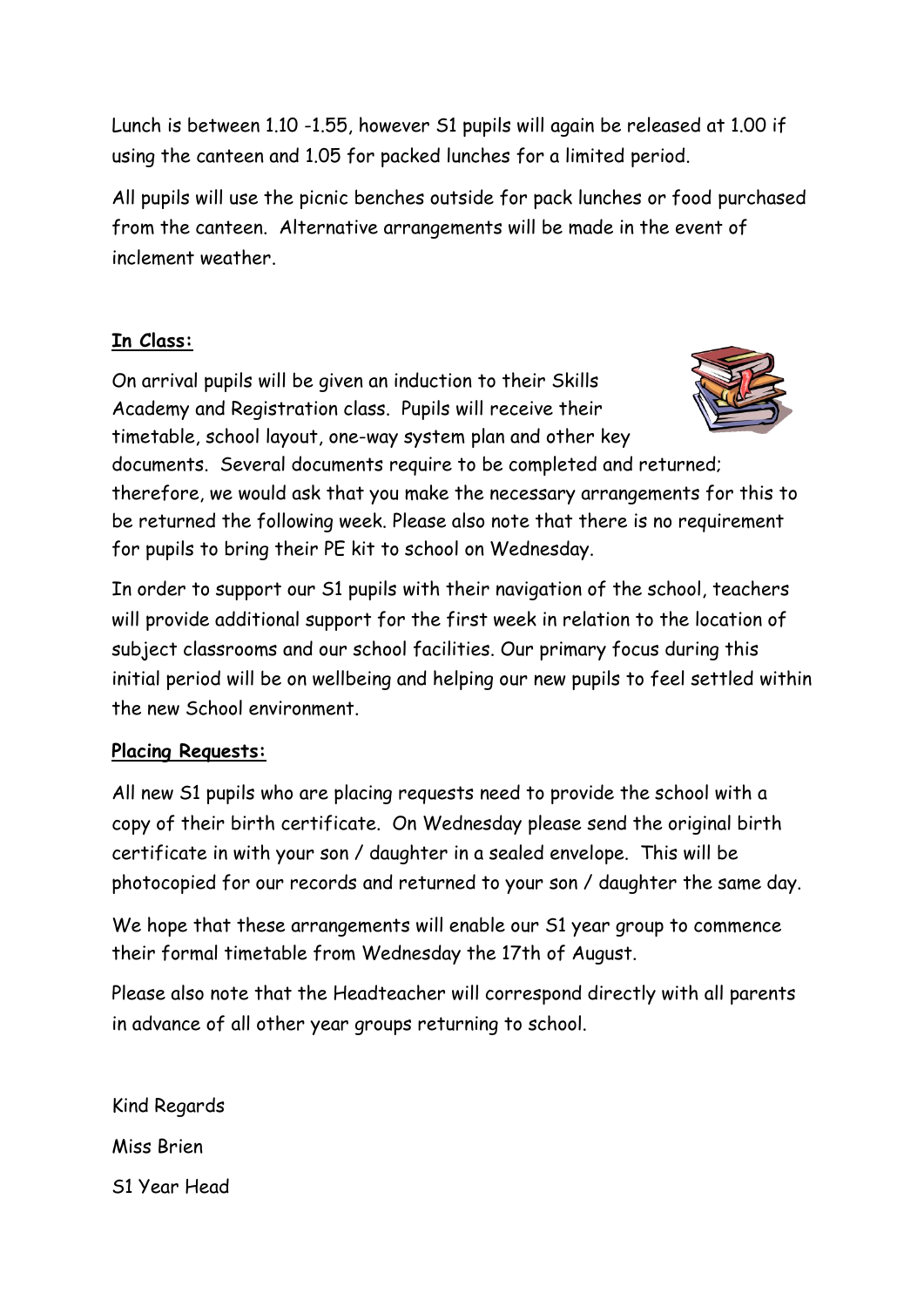Lunch is between 1.10 -1.55, however S1 pupils will again be released at 1.00 if using the canteen and 1.05 for packed lunches for a limited period.

All pupils will use the picnic benches outside for pack lunches or food purchased from the canteen. Alternative arrangements will be made in the event of inclement weather.

**In Class:**

On arrival pupils will be given an induction to their Skills Academy and Registration class. Pupils will receive their timetable, school layout, one-way system plan and other key documents. Several documents require to be completed and returned; therefore, we would ask that you make the necessary arrangements for this to be returned the following week. Please also note that there is no requirement for pupils to bring their PE kit to school on Wednesday.

In order to support our S1 pupils with their navigation of the school, teachers will provide additional support for the first week in relation to the location of subject classrooms and our school facilities. Our primary focus during this initial period will be on wellbeing and helping our new pupils to feel settled within the new School environment.

**Placing Requests:**

All new S1 pupils who are placing requests need to provide the school with a copy of their birth certificate. On Wednesday please send the original birth certificate in with your son / daughter in a sealed envelope. This will be photocopied for our records and returned to your son / daughter the same day.

We hope that these arrangements will enable our S1 year group to commence their formal timetable from Wednesday the 17th of August.

Please also note that the Headteacher will correspond directly with all parents in advance of all other year groups returning to school.

Kind Regards

Miss Brien

S1 Year Head